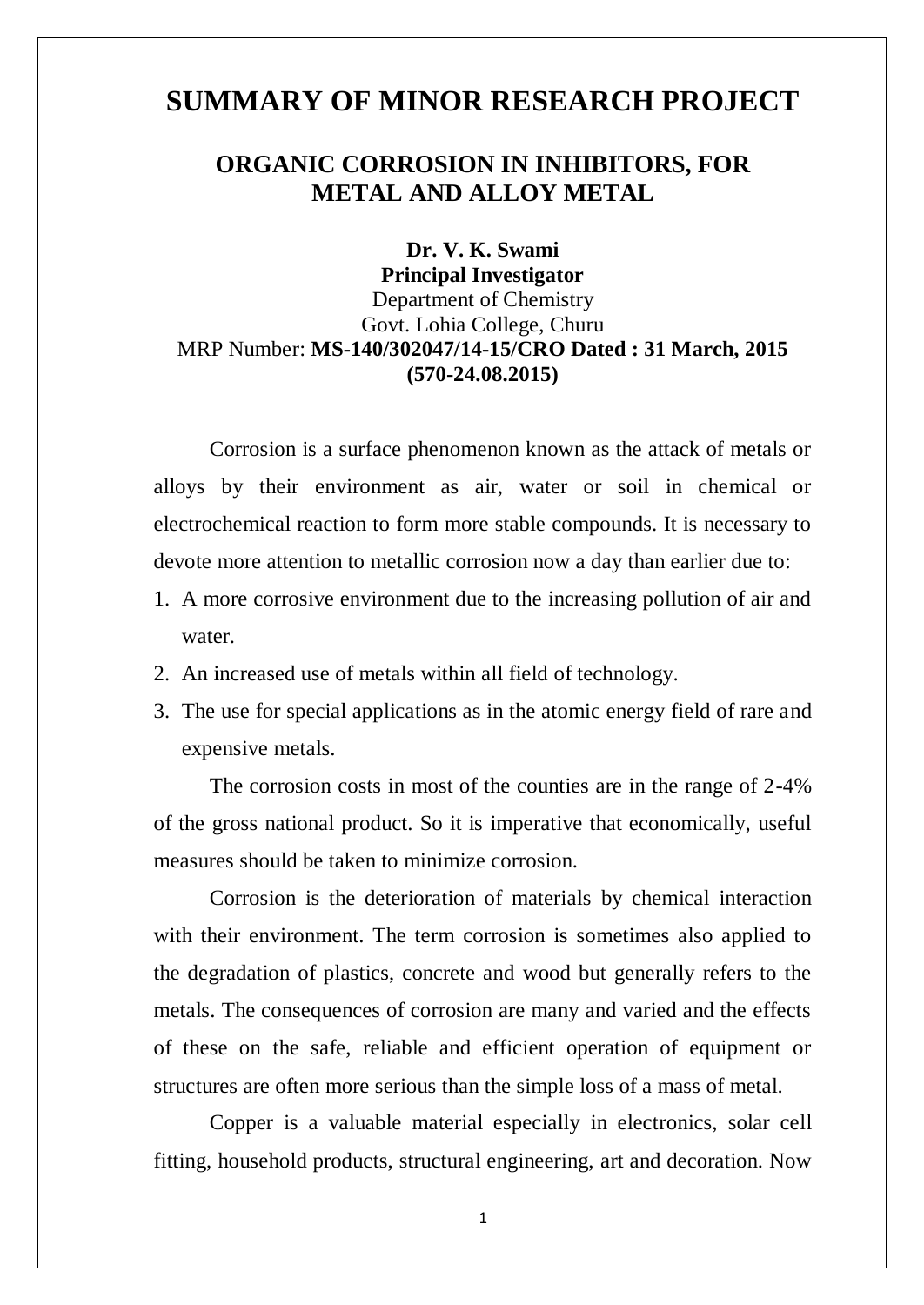# SUMMARY OF MINOR RESEARCH PROJECT

## ORGANIC CORROSION IN INHIBITORS, FOR METAL AND ALLOY METAL

**Dr. V. K. Swami**
**Principal Investigator**
Department of Chemistry
Govt. Lohia College, Churu
MRP Number: **MS-140/302047/14-15/CRO Dated : 31 March, 2015 (570-24.08.2015)**

Corrosion is a surface phenomenon known as the attack of metals or alloys by their environment as air, water or soil in chemical or electrochemical reaction to form more stable compounds. It is necessary to devote more attention to metallic corrosion now a day than earlier due to:

1. A more corrosive environment due to the increasing pollution of air and water.
2. An increased use of metals within all field of technology.
3. The use for special applications as in the atomic energy field of rare and expensive metals.

The corrosion costs in most of the counties are in the range of 2-4% of the gross national product. So it is imperative that economically, useful measures should be taken to minimize corrosion.

Corrosion is the deterioration of materials by chemical interaction with their environment. The term corrosion is sometimes also applied to the degradation of plastics, concrete and wood but generally refers to the metals. The consequences of corrosion are many and varied and the effects of these on the safe, reliable and efficient operation of equipment or structures are often more serious than the simple loss of a mass of metal.

Copper is a valuable material especially in electronics, solar cell fitting, household products, structural engineering, art and decoration. Now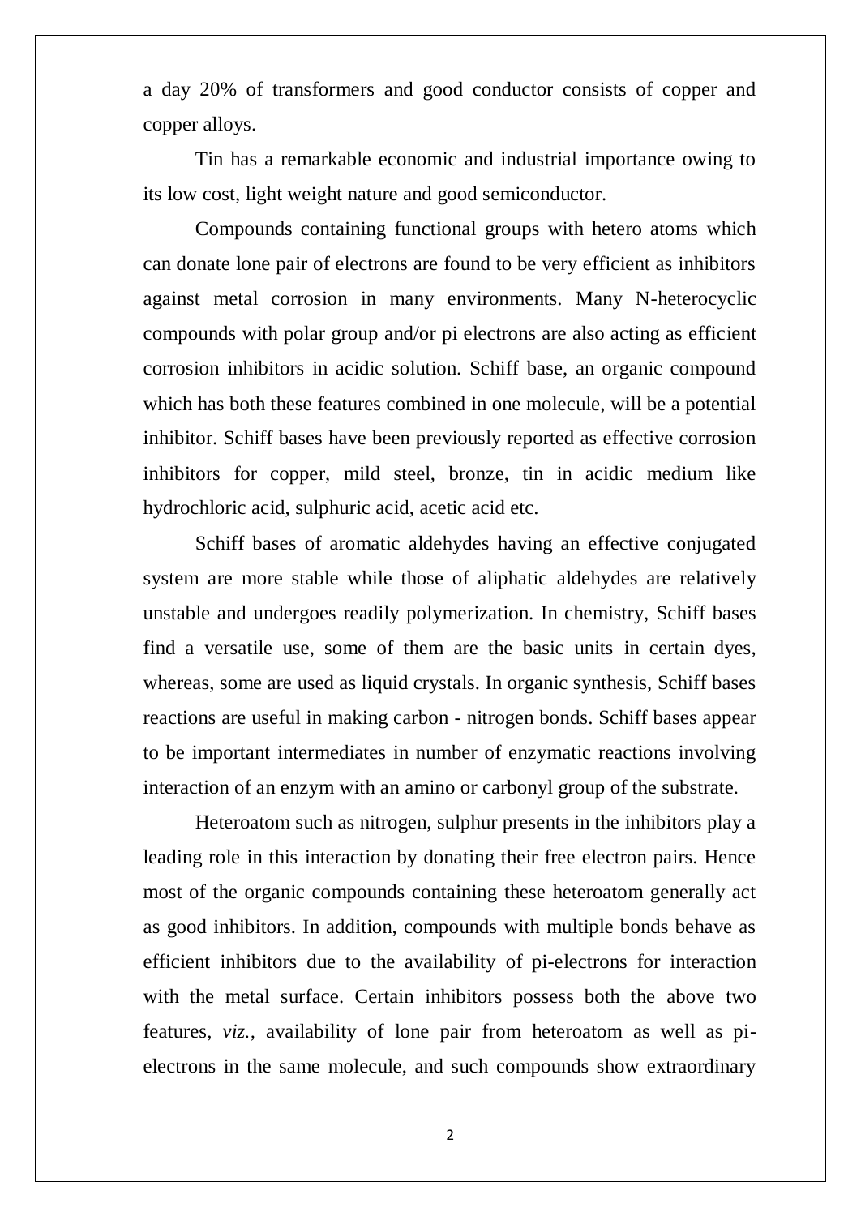a day 20% of transformers and good conductor consists of copper and copper alloys.

Tin has a remarkable economic and industrial importance owing to its low cost, light weight nature and good semiconductor.

Compounds containing functional groups with hetero atoms which can donate lone pair of electrons are found to be very efficient as inhibitors against metal corrosion in many environments. Many N-heterocyclic compounds with polar group and/or pi electrons are also acting as efficient corrosion inhibitors in acidic solution. Schiff base, an organic compound which has both these features combined in one molecule, will be a potential inhibitor. Schiff bases have been previously reported as effective corrosion inhibitors for copper, mild steel, bronze, tin in acidic medium like hydrochloric acid, sulphuric acid, acetic acid etc.

Schiff bases of aromatic aldehydes having an effective conjugated system are more stable while those of aliphatic aldehydes are relatively unstable and undergoes readily polymerization. In chemistry, Schiff bases find a versatile use, some of them are the basic units in certain dyes, whereas, some are used as liquid crystals. In organic synthesis, Schiff bases reactions are useful in making carbon - nitrogen bonds. Schiff bases appear to be important intermediates in number of enzymatic reactions involving interaction of an enzym with an amino or carbonyl group of the substrate.

Heteroatom such as nitrogen, sulphur presents in the inhibitors play a leading role in this interaction by donating their free electron pairs. Hence most of the organic compounds containing these heteroatom generally act as good inhibitors. In addition, compounds with multiple bonds behave as efficient inhibitors due to the availability of pi-electrons for interaction with the metal surface. Certain inhibitors possess both the above two features, *viz.,* availability of lone pair from heteroatom as well as pi-electrons in the same molecule, and such compounds show extraordinary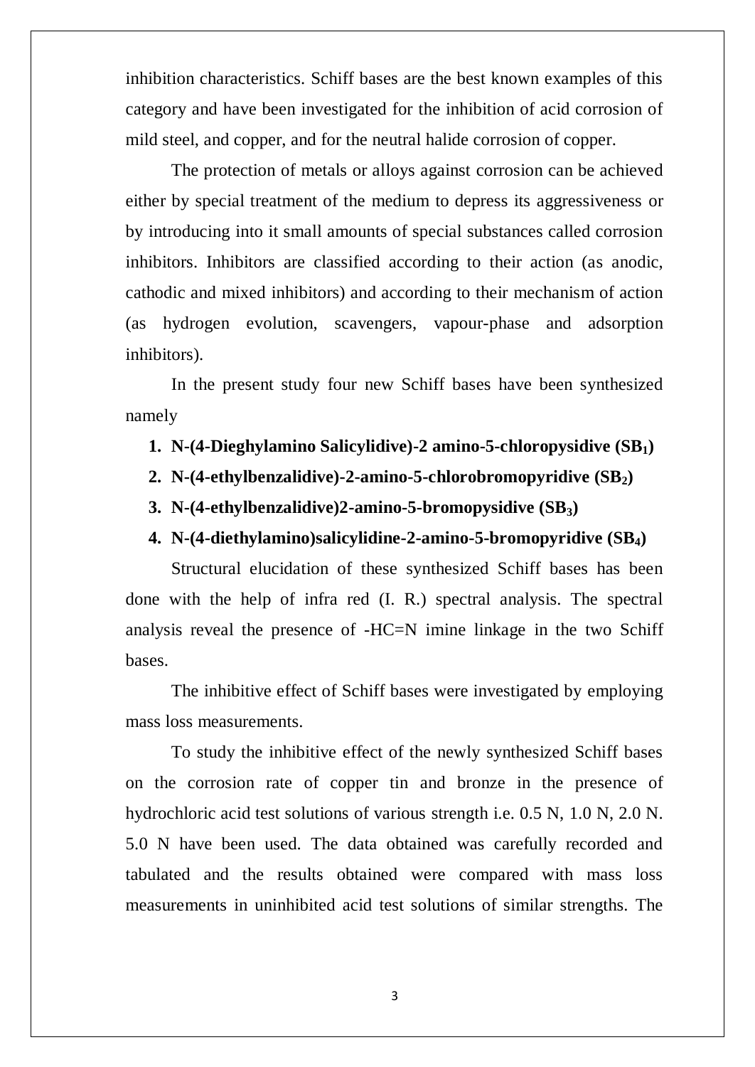inhibition characteristics. Schiff bases are the best known examples of this category and have been investigated for the inhibition of acid corrosion of mild steel, and copper, and for the neutral halide corrosion of copper.

The protection of metals or alloys against corrosion can be achieved either by special treatment of the medium to depress its aggressiveness or by introducing into it small amounts of special substances called corrosion inhibitors. Inhibitors are classified according to their action (as anodic, cathodic and mixed inhibitors) and according to their mechanism of action (as hydrogen evolution, scavengers, vapour-phase and adsorption inhibitors).

In the present study four new Schiff bases have been synthesized namely

1. **N-(4-Dieghylamino Salicylidive)-2 amino-5-chloropysidive ($SB_1$)**
2. **N-(4-ethylbenzalidive)-2-amino-5-chlorobromopyridive ($SB_2$)**
3. **N-(4-ethylbenzalidive)2-amino-5-bromopysidive ($SB_3$)**
4. **N-(4-diethylamino)salicylidine-2-amino-5-bromopyridive ($SB_4$)**

Structural elucidation of these synthesized Schiff bases has been done with the help of infra red (I. R.) spectral analysis. The spectral analysis reveal the presence of -HC=N imine linkage in the two Schiff bases.

The inhibitive effect of Schiff bases were investigated by employing mass loss measurements.

To study the inhibitive effect of the newly synthesized Schiff bases on the corrosion rate of copper tin and bronze in the presence of hydrochloric acid test solutions of various strength i.e. 0.5 N, 1.0 N, 2.0 N. 5.0 N have been used. The data obtained was carefully recorded and tabulated and the results obtained were compared with mass loss measurements in uninhibited acid test solutions of similar strengths. The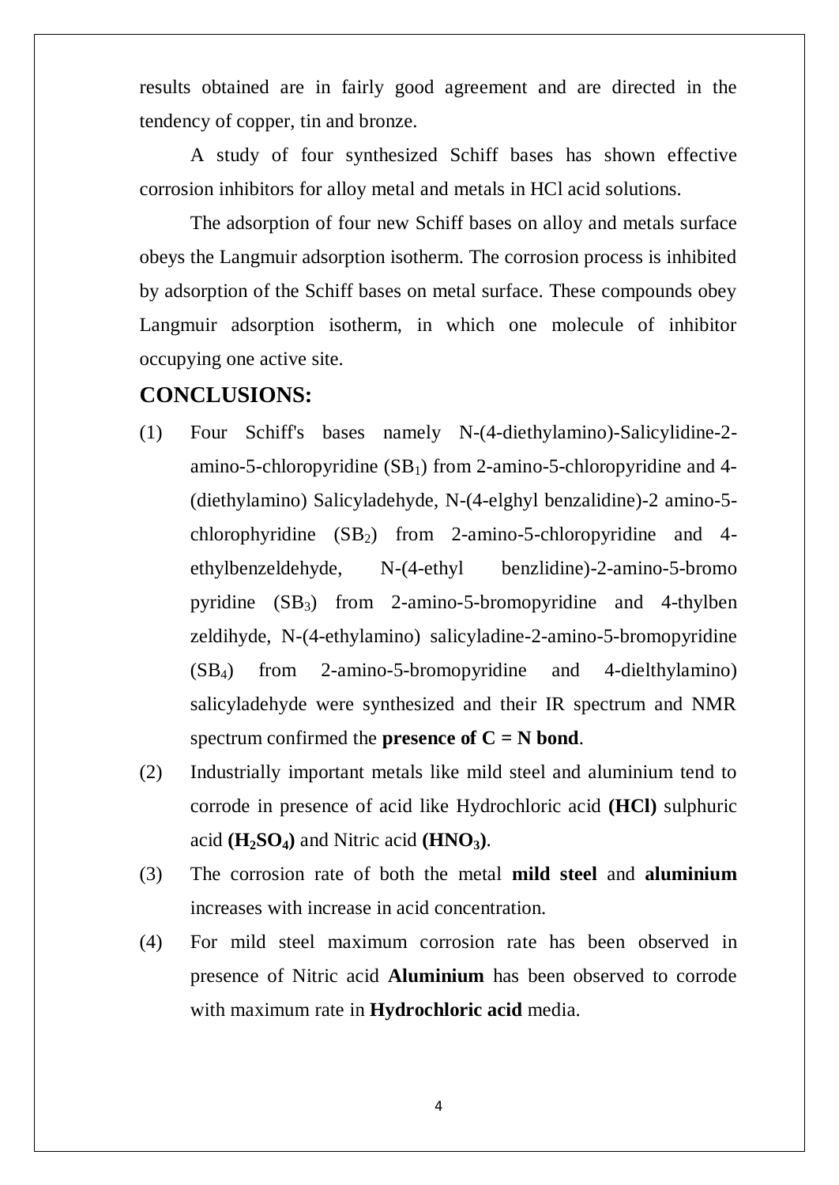results obtained are in fairly good agreement and are directed in the tendency of copper, tin and bronze.

A study of four synthesized Schiff bases has shown effective corrosion inhibitors for alloy metal and metals in HCl acid solutions.

The adsorption of four new Schiff bases on alloy and metals surface obeys the Langmuir adsorption isotherm. The corrosion process is inhibited by adsorption of the Schiff bases on metal surface. These compounds obey Langmuir adsorption isotherm, in which one molecule of inhibitor occupying one active site.

## CONCLUSIONS:

(1) Four Schiff's bases namely N-(4-diethylamino)-Salicylidine-2-amino-5-chloropyridine ($SB_1$) from 2-amino-5-chloropyridine and 4-(diethylamino) Salicyladehyde, N-(4-elghyl benzalidine)-2 amino-5-chlorophyridine ($SB_2$) from 2-amino-5-chloropyridine and 4-ethylbenzeldehyde, N-(4-ethyl benzlidine)-2-amino-5-bromo pyridine ($SB_3$) from 2-amino-5-bromopyridine and 4-thylben zeldihyde, N-(4-ethylamino) salicyladine-2-amino-5-bromopyridine ($SB_4$) from 2-amino-5-bromopyridine and 4-dielthylamino) salicyladehyde were synthesized and their IR spectrum and NMR spectrum confirmed the **presence of C = N bond**.

(2) Industrially important metals like mild steel and aluminium tend to corrode in presence of acid like Hydrochloric acid **(HCl)** sulphuric acid **($H_2SO_4$)** and Nitric acid **($HNO_3$)**.

(3) The corrosion rate of both the metal **mild steel** and **aluminium** increases with increase in acid concentration.

(4) For mild steel maximum corrosion rate has been observed in presence of Nitric acid **Aluminium** has been observed to corrode with maximum rate in **Hydrochloric acid** media.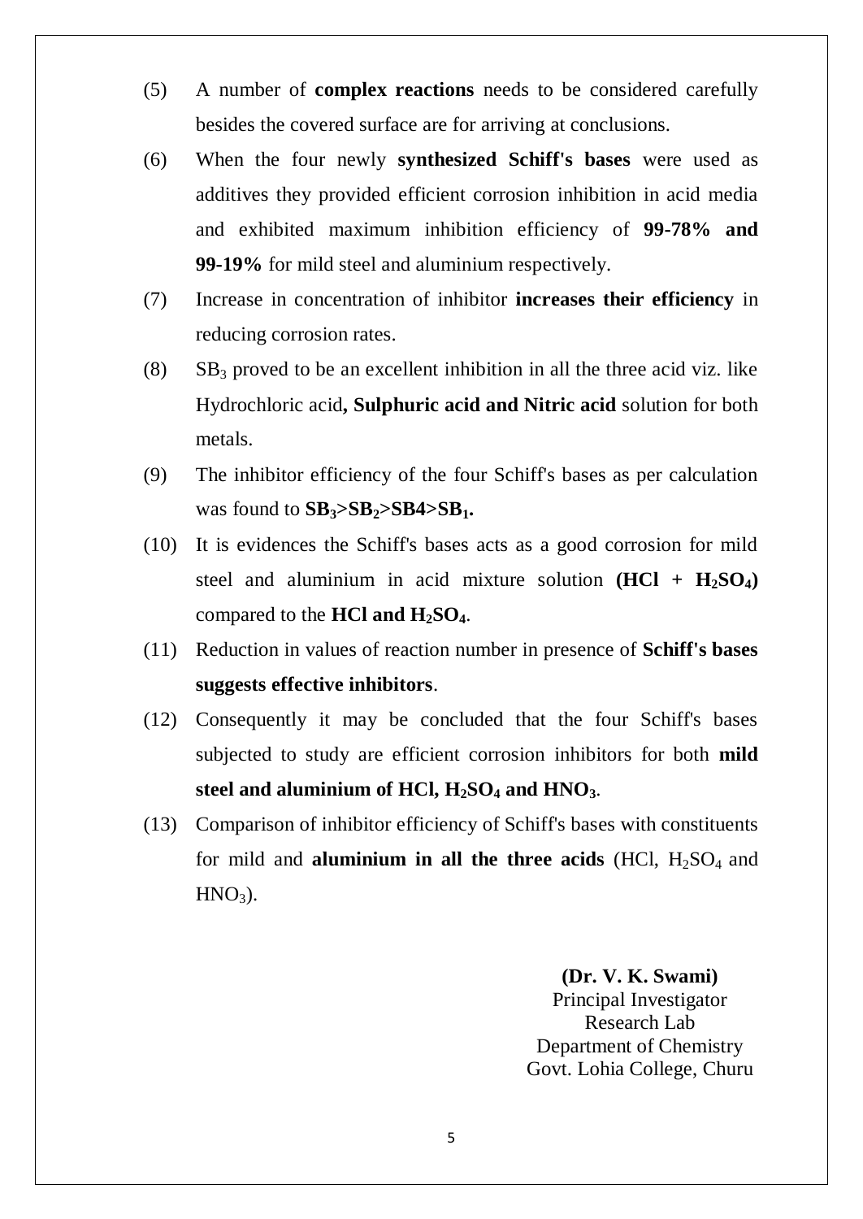(5) A number of **complex reactions** needs to be considered carefully besides the covered surface are for arriving at conclusions.

(6) When the four newly **synthesized Schiff's bases** were used as additives they provided efficient corrosion inhibition in acid media and exhibited maximum inhibition efficiency of **99-78% and 99-19%** for mild steel and aluminium respectively.

(7) Increase in concentration of inhibitor **increases their efficiency** in reducing corrosion rates.

(8) $SB_3$ proved to be an excellent inhibition in all the three acid viz. like Hydrochloric acid**, Sulphuric acid and Nitric acid** solution for both metals.

(9) The inhibitor efficiency of the four Schiff's bases as per calculation was found to **$SB_3$>$SB_2$>SB4>$SB_1$.**

(10) It is evidences the Schiff's bases acts as a good corrosion for mild steel and aluminium in acid mixture solution **(HCl + $H_2SO_4$)** compared to the **HCl and $H_2SO_4$**.

(11) Reduction in values of reaction number in presence of **Schiff's bases suggests effective inhibitors**.

(12) Consequently it may be concluded that the four Schiff's bases subjected to study are efficient corrosion inhibitors for both **mild steel and aluminium of HCl, $H_2SO_4$ and $HNO_3$**.

(13) Comparison of inhibitor efficiency of Schiff's bases with constituents for mild and **aluminium in all the three acids** (HCl, $H_2SO_4$ and $HNO_3$).

**(Dr. V. K. Swami)**
Principal Investigator
Research Lab
Department of Chemistry
Govt. Lohia College, Churu